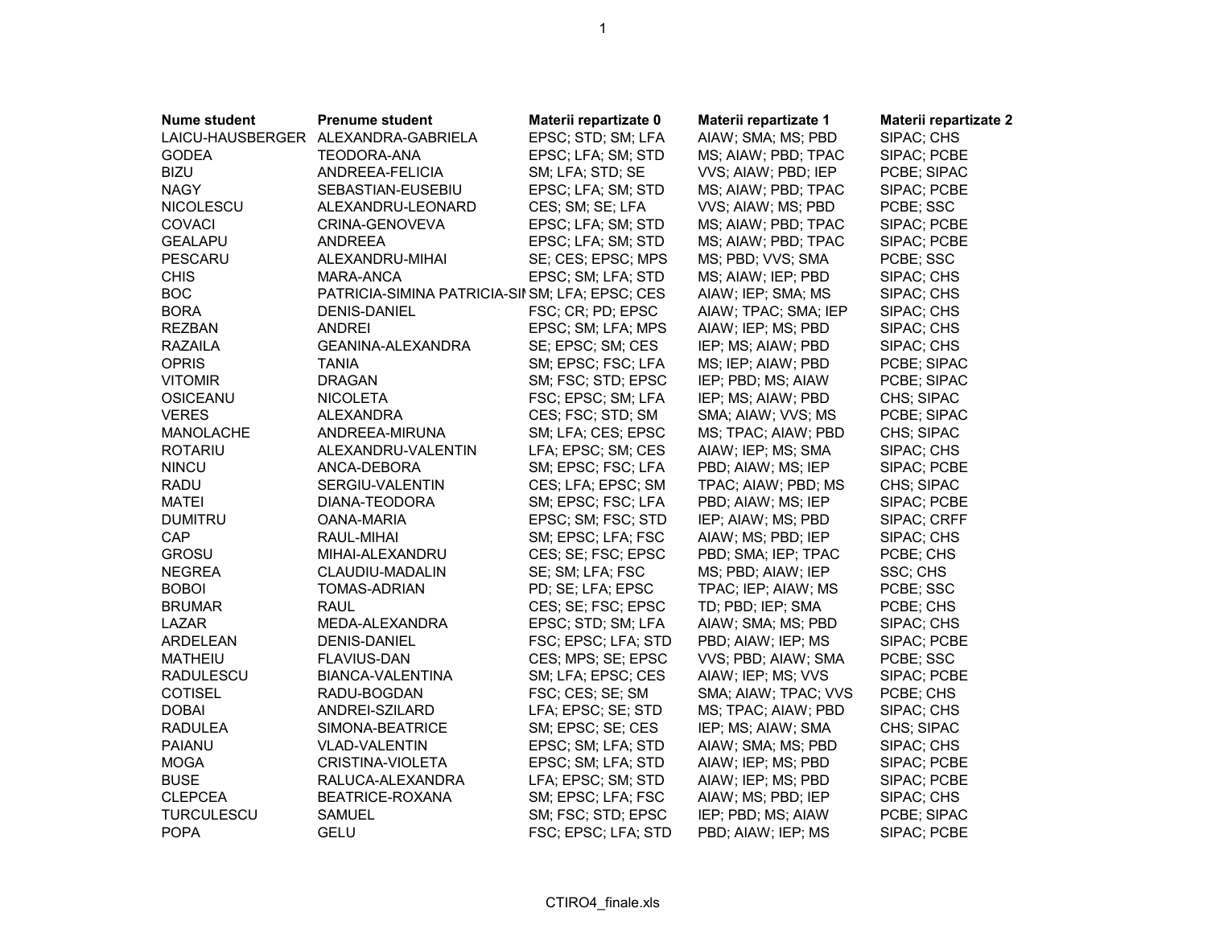| Nume student | Prenume student | Materii repartizate 0 | Materii repartizate 1 | Materii repartizate 2 |
|---|---|---|---|---|
| LAICU-HAUSBERGER | ALEXANDRA-GABRIELA | EPSC; STD; SM; LFA | AIAW; SMA; MS; PBD | SIPAC; CHS |
| GODEA | TEODORA-ANA | EPSC; LFA; SM; STD | MS; AIAW; PBD; TPAC | SIPAC; PCBE |
| BIZU | ANDREEA-FELICIA | SM; LFA; STD; SE | VVS; AIAW; PBD; IEP | PCBE; SIPAC |
| NAGY | SEBASTIAN-EUSEBIU | EPSC; LFA; SM; STD | MS; AIAW; PBD; TPAC | SIPAC; PCBE |
| NICOLESCU | ALEXANDRU-LEONARD | CES; SM; SE; LFA | VVS; AIAW; MS; PBD | PCBE; SSC |
| COVACI | CRINA-GENOVEVA | EPSC; LFA; SM; STD | MS; AIAW; PBD; TPAC | SIPAC; PCBE |
| GEALAPU | ANDREEA | EPSC; LFA; SM; STD | MS; AIAW; PBD; TPAC | SIPAC; PCBE |
| PESCARU | ALEXANDRU-MIHAI | SE; CES; EPSC; MPS | MS; PBD; VVS; SMA | PCBE; SSC |
| CHIS | MARA-ANCA | EPSC; SM; LFA; STD | MS; AIAW; IEP; PBD | SIPAC; CHS |
| BOC | PATRICIA-SIMINA PATRICIA-SI | SM; LFA; EPSC; CES | AIAW; IEP; SMA; MS | SIPAC; CHS |
| BORA | DENIS-DANIEL | FSC; CR; PD; EPSC | AIAW; TPAC; SMA; IEP | SIPAC; CHS |
| REZBAN | ANDREI | EPSC; SM; LFA; MPS | AIAW; IEP; MS; PBD | SIPAC; CHS |
| RAZAILA | GEANINA-ALEXANDRA | SE; EPSC; SM; CES | IEP; MS; AIAW; PBD | SIPAC; CHS |
| OPRIS | TANIA | SM; EPSC; FSC; LFA | MS; IEP; AIAW; PBD | PCBE; SIPAC |
| VITOMIR | DRAGAN | SM; FSC; STD; EPSC | IEP; PBD; MS; AIAW | PCBE; SIPAC |
| OSICEANU | NICOLETA | FSC; EPSC; SM; LFA | IEP; MS; AIAW; PBD | CHS; SIPAC |
| VERES | ALEXANDRA | CES; FSC; STD; SM | SMA; AIAW; VVS; MS | PCBE; SIPAC |
| MANOLACHE | ANDREEA-MIRUNA | SM; LFA; CES; EPSC | MS; TPAC; AIAW; PBD | CHS; SIPAC |
| ROTARIU | ALEXANDRU-VALENTIN | LFA; EPSC; SM; CES | AIAW; IEP; MS; SMA | SIPAC; CHS |
| NINCU | ANCA-DEBORA | SM; EPSC; FSC; LFA | PBD; AIAW; MS; IEP | SIPAC; PCBE |
| RADU | SERGIU-VALENTIN | CES; LFA; EPSC; SM | TPAC; AIAW; PBD; MS | CHS; SIPAC |
| MATEI | DIANA-TEODORA | SM; EPSC; FSC; LFA | PBD; AIAW; MS; IEP | SIPAC; PCBE |
| DUMITRU | OANA-MARIA | EPSC; SM; FSC; STD | IEP; AIAW; MS; PBD | SIPAC; CRFF |
| CAP | RAUL-MIHAI | SM; EPSC; LFA; FSC | AIAW; MS; PBD; IEP | SIPAC; CHS |
| GROSU | MIHAI-ALEXANDRU | CES; SE; FSC; EPSC | PBD; SMA; IEP; TPAC | PCBE; CHS |
| NEGREA | CLAUDIU-MADALIN | SE; SM; LFA; FSC | MS; PBD; AIAW; IEP | SSC; CHS |
| BOBOI | TOMAS-ADRIAN | PD; SE; LFA; EPSC | TPAC; IEP; AIAW; MS | PCBE; SSC |
| BRUMAR | RAUL | CES; SE; FSC; EPSC | TD; PBD; IEP; SMA | PCBE; CHS |
| LAZAR | MEDA-ALEXANDRA | EPSC; STD; SM; LFA | AIAW; SMA; MS; PBD | SIPAC; CHS |
| ARDELEAN | DENIS-DANIEL | FSC; EPSC; LFA; STD | PBD; AIAW; IEP; MS | SIPAC; PCBE |
| MATHEIU | FLAVIUS-DAN | CES; MPS; SE; EPSC | VVS; PBD; AIAW; SMA | PCBE; SSC |
| RADULESCU | BIANCA-VALENTINA | SM; LFA; EPSC; CES | AIAW; IEP; MS; VVS | SIPAC; PCBE |
| COTISEL | RADU-BOGDAN | FSC; CES; SE; SM | SMA; AIAW; TPAC; VVS | PCBE; CHS |
| DOBAI | ANDREI-SZILARD | LFA; EPSC; SE; STD | MS; TPAC; AIAW; PBD | SIPAC; CHS |
| RADULEA | SIMONA-BEATRICE | SM; EPSC; SE; CES | IEP; MS; AIAW; SMA | CHS; SIPAC |
| PAIANU | VLAD-VALENTIN | EPSC; SM; LFA; STD | AIAW; SMA; MS; PBD | SIPAC; CHS |
| MOGA | CRISTINA-VIOLETA | EPSC; SM; LFA; STD | AIAW; IEP; MS; PBD | SIPAC; PCBE |
| BUSE | RALUCA-ALEXANDRA | LFA; EPSC; SM; STD | AIAW; IEP; MS; PBD | SIPAC; PCBE |
| CLEPCEA | BEATRICE-ROXANA | SM; EPSC; LFA; FSC | AIAW; MS; PBD; IEP | SIPAC; CHS |
| TURCULESCU | SAMUEL | SM; FSC; STD; EPSC | IEP; PBD; MS; AIAW | PCBE; SIPAC |
| POPA | GELU | FSC; EPSC; LFA; STD | PBD; AIAW; IEP; MS | SIPAC; PCBE |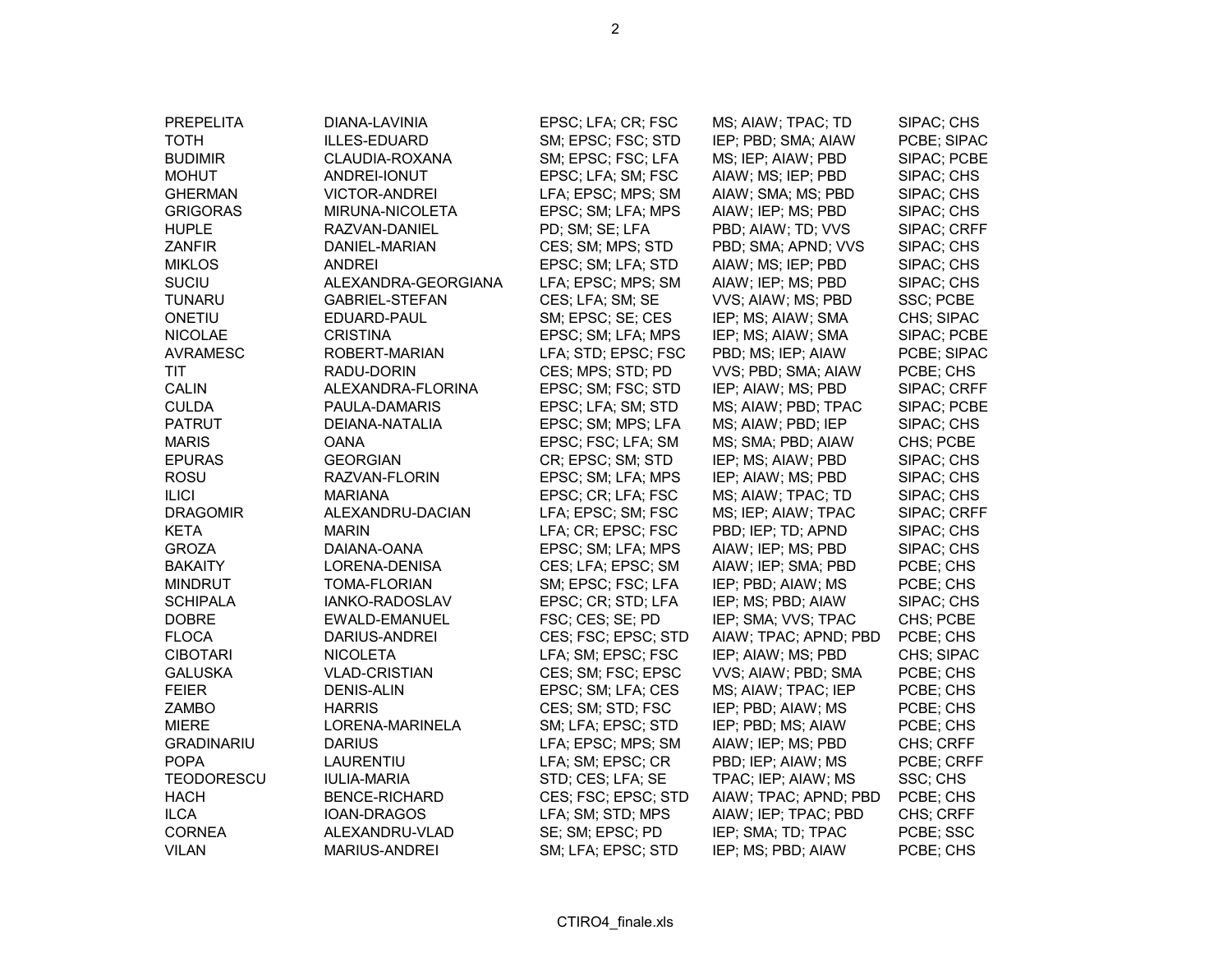| | | | | |
|---|---|---|---|---|
| PREPELITA | DIANA-LAVINIA | EPSC; LFA; CR; FSC | MS; AIAW; TPAC; TD | SIPAC; CHS |
| TOTH | ILLES-EDUARD | SM; EPSC; FSC; STD | IEP; PBD; SMA; AIAW | PCBE; SIPAC |
| BUDIMIR | CLAUDIA-ROXANA | SM; EPSC; FSC; LFA | MS; IEP; AIAW; PBD | SIPAC; PCBE |
| MOHUT | ANDREI-IONUT | EPSC; LFA; SM; FSC | AIAW; MS; IEP; PBD | SIPAC; CHS |
| GHERMAN | VICTOR-ANDREI | LFA; EPSC; MPS; SM | AIAW; SMA; MS; PBD | SIPAC; CHS |
| GRIGORAS | MIRUNA-NICOLETA | EPSC; SM; LFA; MPS | AIAW; IEP; MS; PBD | SIPAC; CHS |
| HUPLE | RAZVAN-DANIEL | PD; SM; SE; LFA | PBD; AIAW; TD; VVS | SIPAC; CRFF |
| ZANFIR | DANIEL-MARIAN | CES; SM; MPS; STD | PBD; SMA; APND; VVS | SIPAC; CHS |
| MIKLOS | ANDREI | EPSC; SM; LFA; STD | AIAW; MS; IEP; PBD | SIPAC; CHS |
| SUCIU | ALEXANDRA-GEORGIANA | LFA; EPSC; MPS; SM | AIAW; IEP; MS; PBD | SIPAC; CHS |
| TUNARU | GABRIEL-STEFAN | CES; LFA; SM; SE | VVS; AIAW; MS; PBD | SSC; PCBE |
| ONETIU | EDUARD-PAUL | SM; EPSC; SE; CES | IEP; MS; AIAW; SMA | CHS; SIPAC |
| NICOLAE | CRISTINA | EPSC; SM; LFA; MPS | IEP; MS; AIAW; SMA | SIPAC; PCBE |
| AVRAMESC | ROBERT-MARIAN | LFA; STD; EPSC; FSC | PBD; MS; IEP; AIAW | PCBE; SIPAC |
| TIT | RADU-DORIN | CES; MPS; STD; PD | VVS; PBD; SMA; AIAW | PCBE; CHS |
| CALIN | ALEXANDRA-FLORINA | EPSC; SM; FSC; STD | IEP; AIAW; MS; PBD | SIPAC; CRFF |
| CULDA | PAULA-DAMARIS | EPSC; LFA; SM; STD | MS; AIAW; PBD; TPAC | SIPAC; PCBE |
| PATRUT | DEIANA-NATALIA | EPSC; SM; MPS; LFA | MS; AIAW; PBD; IEP | SIPAC; CHS |
| MARIS | OANA | EPSC; FSC; LFA; SM | MS; SMA; PBD; AIAW | CHS; PCBE |
| EPURAS | GEORGIAN | CR; EPSC; SM; STD | IEP; MS; AIAW; PBD | SIPAC; CHS |
| ROSU | RAZVAN-FLORIN | EPSC; SM; LFA; MPS | IEP; AIAW; MS; PBD | SIPAC; CHS |
| ILICI | MARIANA | EPSC; CR; LFA; FSC | MS; AIAW; TPAC; TD | SIPAC; CHS |
| DRAGOMIR | ALEXANDRU-DACIAN | LFA; EPSC; SM; FSC | MS; IEP; AIAW; TPAC | SIPAC; CRFF |
| KETA | MARIN | LFA; CR; EPSC; FSC | PBD; IEP; TD; APND | SIPAC; CHS |
| GROZA | DAIANA-OANA | EPSC; SM; LFA; MPS | AIAW; IEP; MS; PBD | SIPAC; CHS |
| BAKAITY | LORENA-DENISA | CES; LFA; EPSC; SM | AIAW; IEP; SMA; PBD | PCBE; CHS |
| MINDRUT | TOMA-FLORIAN | SM; EPSC; FSC; LFA | IEP; PBD; AIAW; MS | PCBE; CHS |
| SCHIPALA | IANKO-RADOSLAV | EPSC; CR; STD; LFA | IEP; MS; PBD; AIAW | SIPAC; CHS |
| DOBRE | EWALD-EMANUEL | FSC; CES; SE; PD | IEP; SMA; VVS; TPAC | CHS; PCBE |
| FLOCA | DARIUS-ANDREI | CES; FSC; EPSC; STD | AIAW; TPAC; APND; PBD | PCBE; CHS |
| CIBOTARI | NICOLETA | LFA; SM; EPSC; FSC | IEP; AIAW; MS; PBD | CHS; SIPAC |
| GALUSKA | VLAD-CRISTIAN | CES; SM; FSC; EPSC | VVS; AIAW; PBD; SMA | PCBE; CHS |
| FEIER | DENIS-ALIN | EPSC; SM; LFA; CES | MS; AIAW; TPAC; IEP | PCBE; CHS |
| ZAMBO | HARRIS | CES; SM; STD; FSC | IEP; PBD; AIAW; MS | PCBE; CHS |
| MIERE | LORENA-MARINELA | SM; LFA; EPSC; STD | IEP; PBD; MS; AIAW | PCBE; CHS |
| GRADINARIU | DARIUS | LFA; EPSC; MPS; SM | AIAW; IEP; MS; PBD | CHS; CRFF |
| POPA | LAURENTIU | LFA; SM; EPSC; CR | PBD; IEP; AIAW; MS | PCBE; CRFF |
| TEODORESCU | IULIA-MARIA | STD; CES; LFA; SE | TPAC; IEP; AIAW; MS | SSC; CHS |
| HACH | BENCE-RICHARD | CES; FSC; EPSC; STD | AIAW; TPAC; APND; PBD | PCBE; CHS |
| ILCA | IOAN-DRAGOS | LFA; SM; STD; MPS | AIAW; IEP; TPAC; PBD | CHS; CRFF |
| CORNEA | ALEXANDRU-VLAD | SE; SM; EPSC; PD | IEP; SMA; TD; TPAC | PCBE; SSC |
| VILAN | MARIUS-ANDREI | SM; LFA; EPSC; STD | IEP; MS; PBD; AIAW | PCBE; CHS |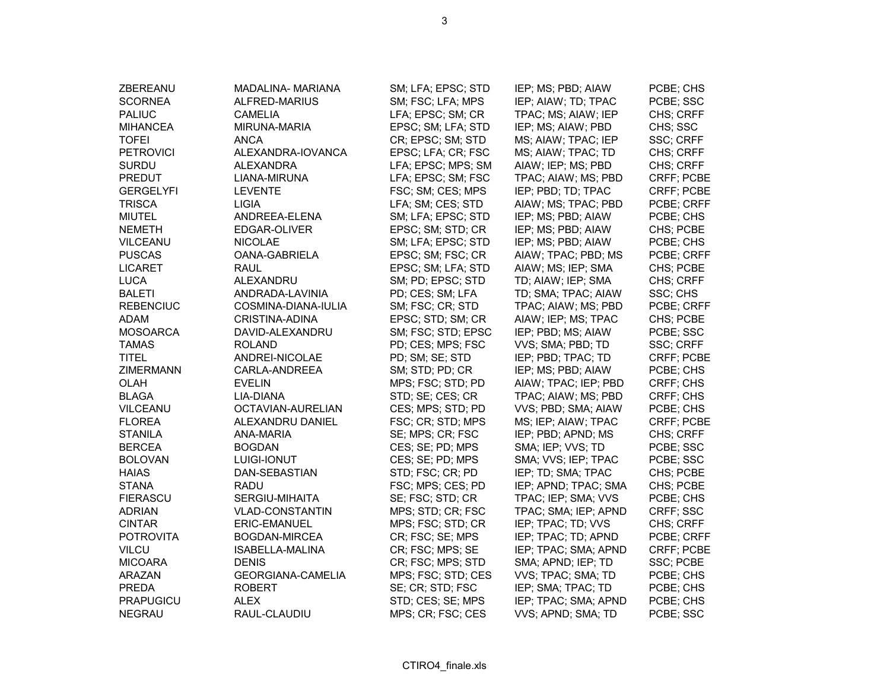| | | | | |
|---|---|---|---|---|
| ZBEREANU | MADALINA- MARIANA | SM; LFA; EPSC; STD | IEP; MS; PBD; AIAW | PCBE; CHS |
| SCORNEA | ALFRED-MARIUS | SM; FSC; LFA; MPS | IEP; AIAW; TD; TPAC | PCBE; SSC |
| PALIUC | CAMELIA | LFA; EPSC; SM; CR | TPAC; MS; AIAW; IEP | CHS; CRFF |
| MIHANCEA | MIRUNA-MARIA | EPSC; SM; LFA; STD | IEP; MS; AIAW; PBD | CHS; SSC |
| TOFEI | ANCA | CR; EPSC; SM; STD | MS; AIAW; TPAC; IEP | SSC; CRFF |
| PETROVICI | ALEXANDRA-IOVANCA | EPSC; LFA; CR; FSC | MS; AIAW; TPAC; TD | CHS; CRFF |
| SURDU | ALEXANDRA | LFA; EPSC; MPS; SM | AIAW; IEP; MS; PBD | CHS; CRFF |
| PREDUT | LIANA-MIRUNA | LFA; EPSC; SM; FSC | TPAC; AIAW; MS; PBD | CRFF; PCBE |
| GERGELYFI | LEVENTE | FSC; SM; CES; MPS | IEP; PBD; TD; TPAC | CRFF; PCBE |
| TRISCA | LIGIA | LFA; SM; CES; STD | AIAW; MS; TPAC; PBD | PCBE; CRFF |
| MIUTEL | ANDREEA-ELENA | SM; LFA; EPSC; STD | IEP; MS; PBD; AIAW | PCBE; CHS |
| NEMETH | EDGAR-OLIVER | EPSC; SM; STD; CR | IEP; MS; PBD; AIAW | CHS; PCBE |
| VILCEANU | NICOLAE | SM; LFA; EPSC; STD | IEP; MS; PBD; AIAW | PCBE; CHS |
| PUSCAS | OANA-GABRIELA | EPSC; SM; FSC; CR | AIAW; TPAC; PBD; MS | PCBE; CRFF |
| LICARET | RAUL | EPSC; SM; LFA; STD | AIAW; MS; IEP; SMA | CHS; PCBE |
| LUCA | ALEXANDRU | SM; PD; EPSC; STD | TD; AIAW; IEP; SMA | CHS; CRFF |
| BALETI | ANDRADA-LAVINIA | PD; CES; SM; LFA | TD; SMA; TPAC; AIAW | SSC; CHS |
| REBENCIUC | COSMINA-DIANA-IULIA | SM; FSC; CR; STD | TPAC; AIAW; MS; PBD | PCBE; CRFF |
| ADAM | CRISTINA-ADINA | EPSC; STD; SM; CR | AIAW; IEP; MS; TPAC | CHS; PCBE |
| MOSOARCA | DAVID-ALEXANDRU | SM; FSC; STD; EPSC | IEP; PBD; MS; AIAW | PCBE; SSC |
| TAMAS | ROLAND | PD; CES; MPS; FSC | VVS; SMA; PBD; TD | SSC; CRFF |
| TITEL | ANDREI-NICOLAE | PD; SM; SE; STD | IEP; PBD; TPAC; TD | CRFF; PCBE |
| ZIMERMANN | CARLA-ANDREEA | SM; STD; PD; CR | IEP; MS; PBD; AIAW | PCBE; CHS |
| OLAH | EVELIN | MPS; FSC; STD; PD | AIAW; TPAC; IEP; PBD | CRFF; CHS |
| BLAGA | LIA-DIANA | STD; SE; CES; CR | TPAC; AIAW; MS; PBD | CRFF; CHS |
| VILCEANU | OCTAVIAN-AURELIAN | CES; MPS; STD; PD | VVS; PBD; SMA; AIAW | PCBE; CHS |
| FLOREA | ALEXANDRU DANIEL | FSC; CR; STD; MPS | MS; IEP; AIAW; TPAC | CRFF; PCBE |
| STANILA | ANA-MARIA | SE; MPS; CR; FSC | IEP; PBD; APND; MS | CHS; CRFF |
| BERCEA | BOGDAN | CES; SE; PD; MPS | SMA; IEP; VVS; TD | PCBE; SSC |
| BOLOVAN | LUIGI-IONUT | CES; SE; PD; MPS | SMA; VVS; IEP; TPAC | PCBE; SSC |
| HAIAS | DAN-SEBASTIAN | STD; FSC; CR; PD | IEP; TD; SMA; TPAC | CHS; PCBE |
| STANA | RADU | FSC; MPS; CES; PD | IEP; APND; TPAC; SMA | CHS; PCBE |
| FIERASCU | SERGIU-MIHAITA | SE; FSC; STD; CR | TPAC; IEP; SMA; VVS | PCBE; CHS |
| ADRIAN | VLAD-CONSTANTIN | MPS; STD; CR; FSC | TPAC; SMA; IEP; APND | CRFF; SSC |
| CINTAR | ERIC-EMANUEL | MPS; FSC; STD; CR | IEP; TPAC; TD; VVS | CHS; CRFF |
| POTROVITA | BOGDAN-MIRCEA | CR; FSC; SE; MPS | IEP; TPAC; TD; APND | PCBE; CRFF |
| VILCU | ISABELLA-MALINA | CR; FSC; MPS; SE | IEP; TPAC; SMA; APND | CRFF; PCBE |
| MICOARA | DENIS | CR; FSC; MPS; STD | SMA; APND; IEP; TD | SSC; PCBE |
| ARAZAN | GEORGIANA-CAMELIA | MPS; FSC; STD; CES | VVS; TPAC; SMA; TD | PCBE; CHS |
| PREDA | ROBERT | SE; CR; STD; FSC | IEP; SMA; TPAC; TD | PCBE; CHS |
| PRAPUGICU | ALEX | STD; CES; SE; MPS | IEP; TPAC; SMA; APND | PCBE; CHS |
| NEGRAU | RAUL-CLAUDIU | MPS; CR; FSC; CES | VVS; APND; SMA; TD | PCBE; SSC |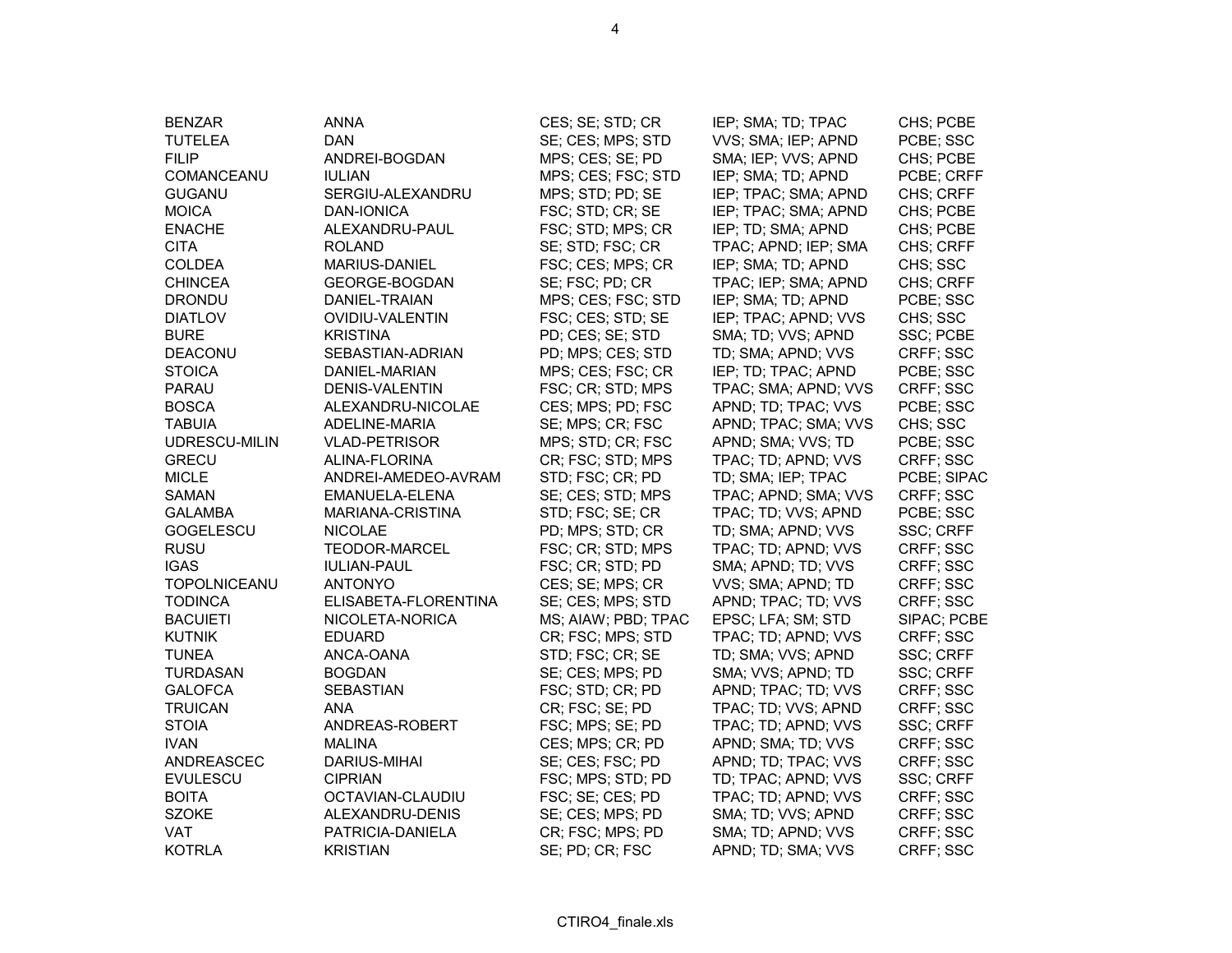| | | | | |
|---|---|---|---|---|
| BENZAR | ANNA | CES; SE; STD; CR | IEP; SMA; TD; TPAC | CHS; PCBE |
| TUTELEA | DAN | SE; CES; MPS; STD | VVS; SMA; IEP; APND | PCBE; SSC |
| FILIP | ANDREI-BOGDAN | MPS; CES; SE; PD | SMA; IEP; VVS; APND | CHS; PCBE |
| COMANCEANU | IULIAN | MPS; CES; FSC; STD | IEP; SMA; TD; APND | PCBE; CRFF |
| GUGANU | SERGIU-ALEXANDRU | MPS; STD; PD; SE | IEP; TPAC; SMA; APND | CHS; CRFF |
| MOICA | DAN-IONICA | FSC; STD; CR; SE | IEP; TPAC; SMA; APND | CHS; PCBE |
| ENACHE | ALEXANDRU-PAUL | FSC; STD; MPS; CR | IEP; TD; SMA; APND | CHS; PCBE |
| CITA | ROLAND | SE; STD; FSC; CR | TPAC; APND; IEP; SMA | CHS; CRFF |
| COLDEA | MARIUS-DANIEL | FSC; CES; MPS; CR | IEP; SMA; TD; APND | CHS; SSC |
| CHINCEA | GEORGE-BOGDAN | SE; FSC; PD; CR | TPAC; IEP; SMA; APND | CHS; CRFF |
| DRONDU | DANIEL-TRAIAN | MPS; CES; FSC; STD | IEP; SMA; TD; APND | PCBE; SSC |
| DIATLOV | OVIDIU-VALENTIN | FSC; CES; STD; SE | IEP; TPAC; APND; VVS | CHS; SSC |
| BURE | KRISTINA | PD; CES; SE; STD | SMA; TD; VVS; APND | SSC; PCBE |
| DEACONU | SEBASTIAN-ADRIAN | PD; MPS; CES; STD | TD; SMA; APND; VVS | CRFF; SSC |
| STOICA | DANIEL-MARIAN | MPS; CES; FSC; CR | IEP; TD; TPAC; APND | PCBE; SSC |
| PARAU | DENIS-VALENTIN | FSC; CR; STD; MPS | TPAC; SMA; APND; VVS | CRFF; SSC |
| BOSCA | ALEXANDRU-NICOLAE | CES; MPS; PD; FSC | APND; TD; TPAC; VVS | PCBE; SSC |
| TABUIA | ADELINE-MARIA | SE; MPS; CR; FSC | APND; TPAC; SMA; VVS | CHS; SSC |
| UDRESCU-MILIN | VLAD-PETRISOR | MPS; STD; CR; FSC | APND; SMA; VVS; TD | PCBE; SSC |
| GRECU | ALINA-FLORINA | CR; FSC; STD; MPS | TPAC; TD; APND; VVS | CRFF; SSC |
| MICLE | ANDREI-AMEDEO-AVRAM | STD; FSC; CR; PD | TD; SMA; IEP; TPAC | PCBE; SIPAC |
| SAMAN | EMANUELA-ELENA | SE; CES; STD; MPS | TPAC; APND; SMA; VVS | CRFF; SSC |
| GALAMBA | MARIANA-CRISTINA | STD; FSC; SE; CR | TPAC; TD; VVS; APND | PCBE; SSC |
| GOGELESCU | NICOLAE | PD; MPS; STD; CR | TD; SMA; APND; VVS | SSC; CRFF |
| RUSU | TEODOR-MARCEL | FSC; CR; STD; MPS | TPAC; TD; APND; VVS | CRFF; SSC |
| IGAS | IULIAN-PAUL | FSC; CR; STD; PD | SMA; APND; TD; VVS | CRFF; SSC |
| TOPOLNICEANU | ANTONYO | CES; SE; MPS; CR | VVS; SMA; APND; TD | CRFF; SSC |
| TODINCA | ELISABETA-FLORENTINA | SE; CES; MPS; STD | APND; TPAC; TD; VVS | CRFF; SSC |
| BACUIETI | NICOLETA-NORICA | MS; AIAW; PBD; TPAC | EPSC; LFA; SM; STD | SIPAC; PCBE |
| KUTNIK | EDUARD | CR; FSC; MPS; STD | TPAC; TD; APND; VVS | CRFF; SSC |
| TUNEA | ANCA-OANA | STD; FSC; CR; SE | TD; SMA; VVS; APND | SSC; CRFF |
| TURDASAN | BOGDAN | SE; CES; MPS; PD | SMA; VVS; APND; TD | SSC; CRFF |
| GALOFCA | SEBASTIAN | FSC; STD; CR; PD | APND; TPAC; TD; VVS | CRFF; SSC |
| TRUICAN | ANA | CR; FSC; SE; PD | TPAC; TD; VVS; APND | CRFF; SSC |
| STOIA | ANDREAS-ROBERT | FSC; MPS; SE; PD | TPAC; TD; APND; VVS | SSC; CRFF |
| IVAN | MALINA | CES; MPS; CR; PD | APND; SMA; TD; VVS | CRFF; SSC |
| ANDREASCEC | DARIUS-MIHAI | SE; CES; FSC; PD | APND; TD; TPAC; VVS | CRFF; SSC |
| EVULESCU | CIPRIAN | FSC; MPS; STD; PD | TD; TPAC; APND; VVS | SSC; CRFF |
| BOITA | OCTAVIAN-CLAUDIU | FSC; SE; CES; PD | TPAC; TD; APND; VVS | CRFF; SSC |
| SZOKE | ALEXANDRU-DENIS | SE; CES; MPS; PD | SMA; TD; VVS; APND | CRFF; SSC |
| VAT | PATRICIA-DANIELA | CR; FSC; MPS; PD | SMA; TD; APND; VVS | CRFF; SSC |
| KOTRLA | KRISTIAN | SE; PD; CR; FSC | APND; TD; SMA; VVS | CRFF; SSC |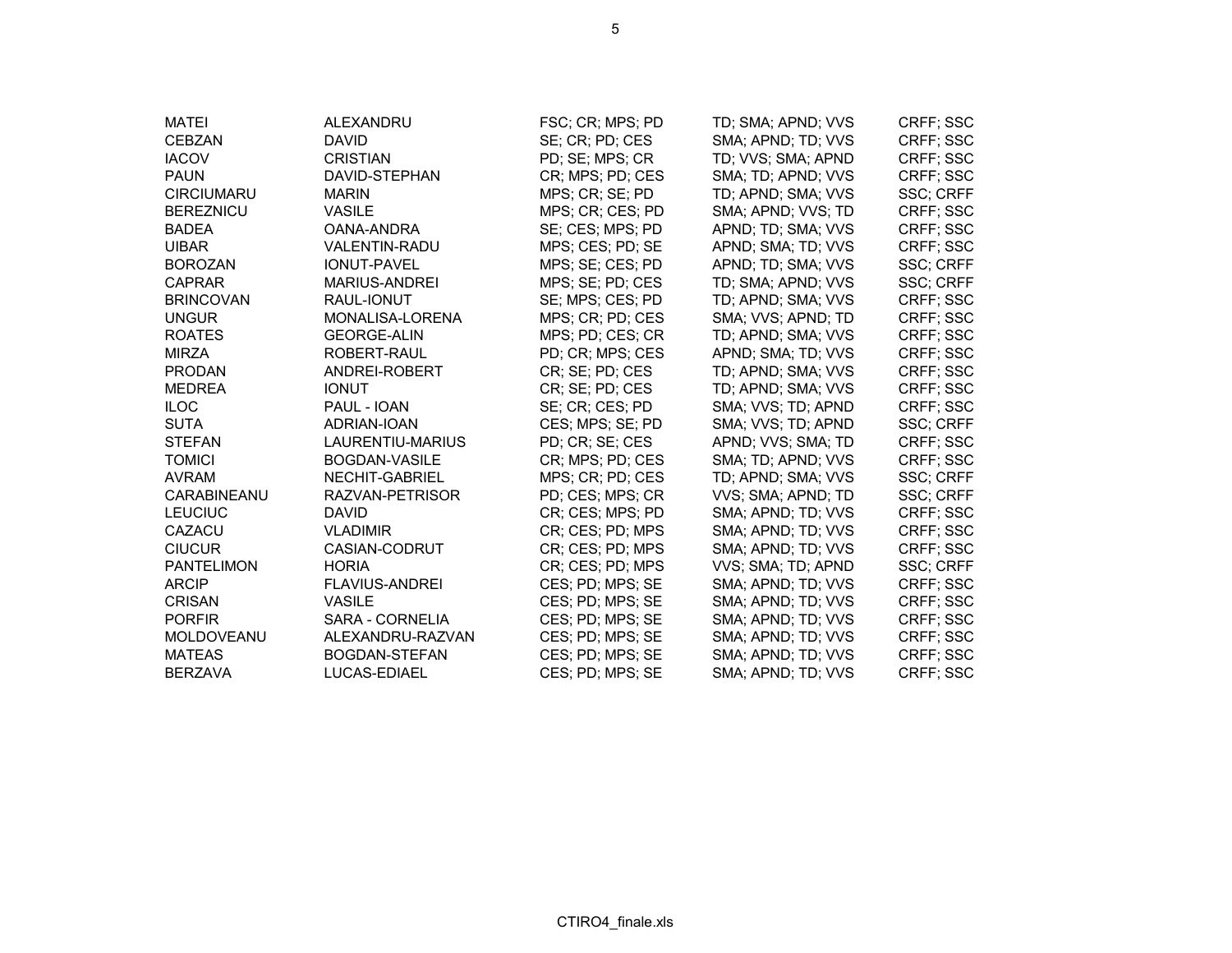| | | | | |
|---|---|---|---|---|
| MATEI | ALEXANDRU | FSC; CR; MPS; PD | TD; SMA; APND; VVS | CRFF; SSC |
| CEBZAN | DAVID | SE; CR; PD; CES | SMA; APND; TD; VVS | CRFF; SSC |
| IACOV | CRISTIAN | PD; SE; MPS; CR | TD; VVS; SMA; APND | CRFF; SSC |
| PAUN | DAVID-STEPHAN | CR; MPS; PD; CES | SMA; TD; APND; VVS | CRFF; SSC |
| CIRCIUMARU | MARIN | MPS; CR; SE; PD | TD; APND; SMA; VVS | SSC; CRFF |
| BEREZNICU | VASILE | MPS; CR; CES; PD | SMA; APND; VVS; TD | CRFF; SSC |
| BADEA | OANA-ANDRA | SE; CES; MPS; PD | APND; TD; SMA; VVS | CRFF; SSC |
| UIBAR | VALENTIN-RADU | MPS; CES; PD; SE | APND; SMA; TD; VVS | CRFF; SSC |
| BOROZAN | IONUT-PAVEL | MPS; SE; CES; PD | APND; TD; SMA; VVS | SSC; CRFF |
| CAPRAR | MARIUS-ANDREI | MPS; SE; PD; CES | TD; SMA; APND; VVS | SSC; CRFF |
| BRINCOVAN | RAUL-IONUT | SE; MPS; CES; PD | TD; APND; SMA; VVS | CRFF; SSC |
| UNGUR | MONALISA-LORENA | MPS; CR; PD; CES | SMA; VVS; APND; TD | CRFF; SSC |
| ROATES | GEORGE-ALIN | MPS; PD; CES; CR | TD; APND; SMA; VVS | CRFF; SSC |
| MIRZA | ROBERT-RAUL | PD; CR; MPS; CES | APND; SMA; TD; VVS | CRFF; SSC |
| PRODAN | ANDREI-ROBERT | CR; SE; PD; CES | TD; APND; SMA; VVS | CRFF; SSC |
| MEDREA | IONUT | CR; SE; PD; CES | TD; APND; SMA; VVS | CRFF; SSC |
| ILOC | PAUL - IOAN | SE; CR; CES; PD | SMA; VVS; TD; APND | CRFF; SSC |
| SUTA | ADRIAN-IOAN | CES; MPS; SE; PD | SMA; VVS; TD; APND | SSC; CRFF |
| STEFAN | LAURENTIU-MARIUS | PD; CR; SE; CES | APND; VVS; SMA; TD | CRFF; SSC |
| TOMICI | BOGDAN-VASILE | CR; MPS; PD; CES | SMA; TD; APND; VVS | CRFF; SSC |
| AVRAM | NECHIT-GABRIEL | MPS; CR; PD; CES | TD; APND; SMA; VVS | SSC; CRFF |
| CARABINEANU | RAZVAN-PETRISOR | PD; CES; MPS; CR | VVS; SMA; APND; TD | SSC; CRFF |
| LEUCIUC | DAVID | CR; CES; MPS; PD | SMA; APND; TD; VVS | CRFF; SSC |
| CAZACU | VLADIMIR | CR; CES; PD; MPS | SMA; APND; TD; VVS | CRFF; SSC |
| CIUCUR | CASIAN-CODRUT | CR; CES; PD; MPS | SMA; APND; TD; VVS | CRFF; SSC |
| PANTELIMON | HORIA | CR; CES; PD; MPS | VVS; SMA; TD; APND | SSC; CRFF |
| ARCIP | FLAVIUS-ANDREI | CES; PD; MPS; SE | SMA; APND; TD; VVS | CRFF; SSC |
| CRISAN | VASILE | CES; PD; MPS; SE | SMA; APND; TD; VVS | CRFF; SSC |
| PORFIR | SARA - CORNELIA | CES; PD; MPS; SE | SMA; APND; TD; VVS | CRFF; SSC |
| MOLDOVEANU | ALEXANDRU-RAZVAN | CES; PD; MPS; SE | SMA; APND; TD; VVS | CRFF; SSC |
| MATEAS | BOGDAN-STEFAN | CES; PD; MPS; SE | SMA; APND; TD; VVS | CRFF; SSC |
| BERZAVA | LUCAS-EDIAEL | CES; PD; MPS; SE | SMA; APND; TD; VVS | CRFF; SSC |